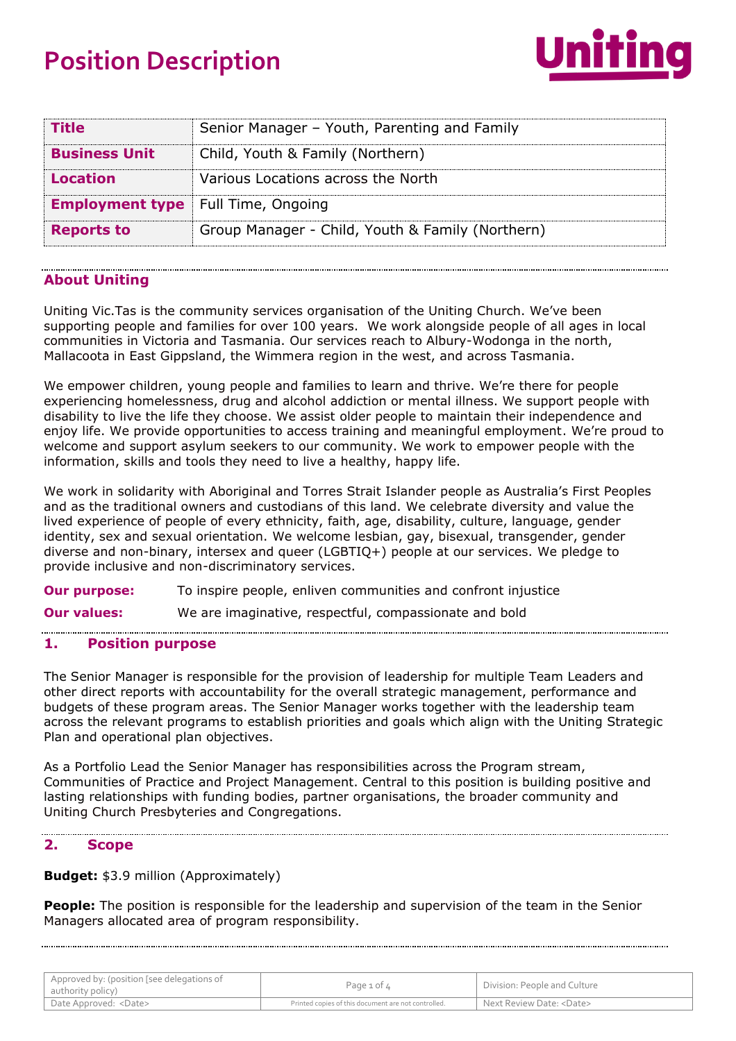# Position Description

| Title | Senior Manager – Youth, Parenting and Family |
|---|---|
| Business Unit | Child, Youth & Family (Northern) |
| Location | Various Locations across the North |
| Employment type | Full Time, Ongoing |
| Reports to | Group Manager - Child, Youth & Family (Northern) |

## About Uniting

Uniting Vic.Tas is the community services organisation of the Uniting Church. We've been supporting people and families for over 100 years. We work alongside people of all ages in local communities in Victoria and Tasmania. Our services reach to Albury-Wodonga in the north, Mallacoota in East Gippsland, the Wimmera region in the west, and across Tasmania.

We empower children, young people and families to learn and thrive. We're there for people experiencing homelessness, drug and alcohol addiction or mental illness. We support people with disability to live the life they choose. We assist older people to maintain their independence and enjoy life. We provide opportunities to access training and meaningful employment. We're proud to welcome and support asylum seekers to our community. We work to empower people with the information, skills and tools they need to live a healthy, happy life.

We work in solidarity with Aboriginal and Torres Strait Islander people as Australia's First Peoples and as the traditional owners and custodians of this land. We celebrate diversity and value the lived experience of people of every ethnicity, faith, age, disability, culture, language, gender identity, sex and sexual orientation. We welcome lesbian, gay, bisexual, transgender, gender diverse and non-binary, intersex and queer (LGBTIQ+) people at our services. We pledge to provide inclusive and non-discriminatory services.

**Our purpose:** To inspire people, enliven communities and confront injustice

**Our values:** We are imaginative, respectful, compassionate and bold

## 1. Position purpose

The Senior Manager is responsible for the provision of leadership for multiple Team Leaders and other direct reports with accountability for the overall strategic management, performance and budgets of these program areas. The Senior Manager works together with the leadership team across the relevant programs to establish priorities and goals which align with the Uniting Strategic Plan and operational plan objectives.

As a Portfolio Lead the Senior Manager has responsibilities across the Program stream, Communities of Practice and Project Management. Central to this position is building positive and lasting relationships with funding bodies, partner organisations, the broader community and Uniting Church Presbyteries and Congregations.

## 2. Scope

**Budget:** $3.9 million (Approximately)

**People:** The position is responsible for the leadership and supervision of the team in the Senior Managers allocated area of program responsibility.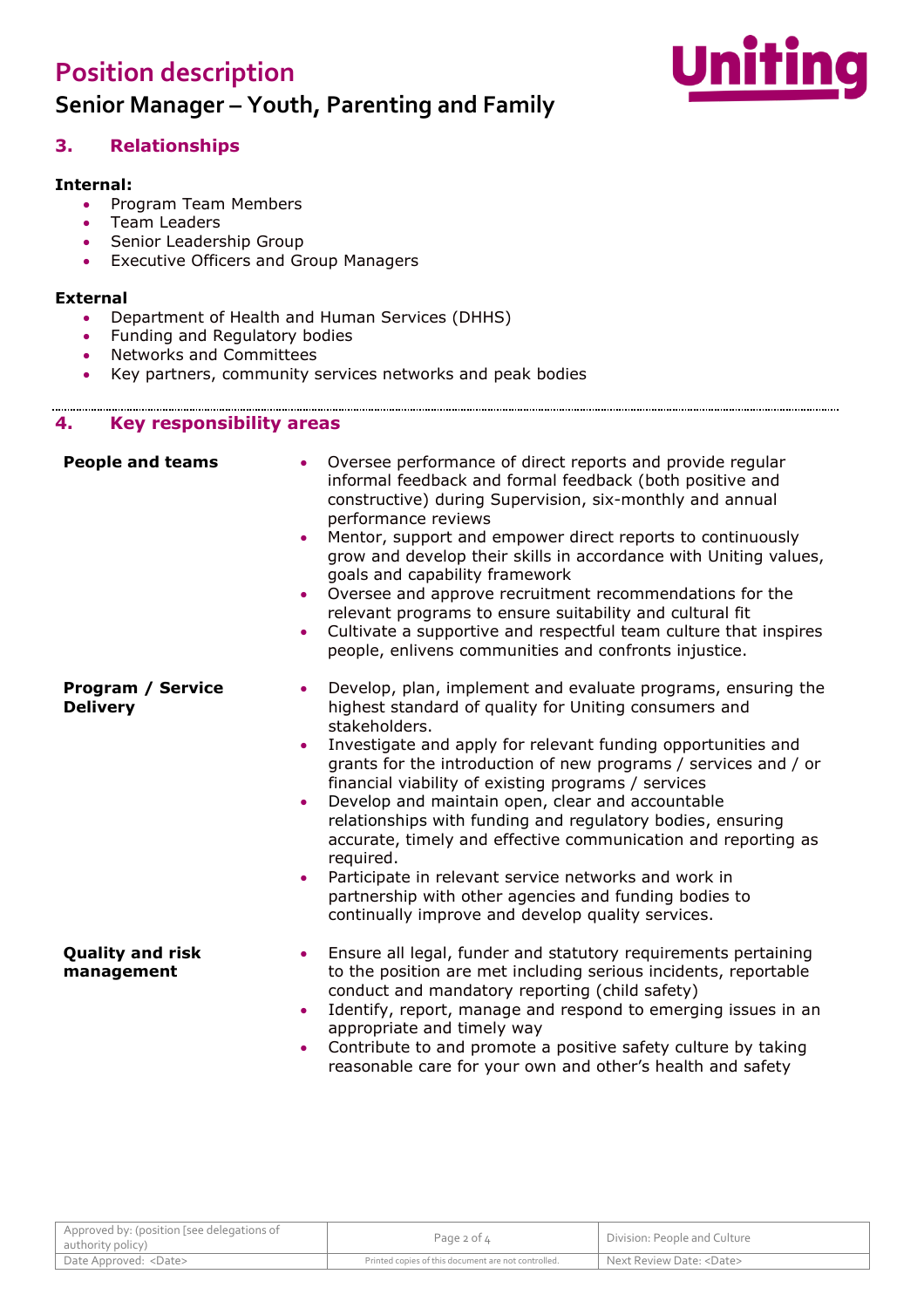## 3. Relationships

**Internal:**

- Program Team Members
- Team Leaders
- Senior Leadership Group
- Executive Officers and Group Managers

**External**

- Department of Health and Human Services (DHHS)
- Funding and Regulatory bodies
- Networks and Committees
- Key partners, community services networks and peak bodies

## 4. Key responsibility areas

| | |
|---|---|
| **People and teams** | • Oversee performance of direct reports and provide regular informal feedback and formal feedback (both positive and constructive) during Supervision, six-monthly and annual performance reviews<br>• Mentor, support and empower direct reports to continuously grow and develop their skills in accordance with Uniting values, goals and capability framework<br>• Oversee and approve recruitment recommendations for the relevant programs to ensure suitability and cultural fit<br>• Cultivate a supportive and respectful team culture that inspires people, enlivens communities and confronts injustice. |
| **Program / Service Delivery** | • Develop, plan, implement and evaluate programs, ensuring the highest standard of quality for Uniting consumers and stakeholders.<br>• Investigate and apply for relevant funding opportunities and grants for the introduction of new programs / services and / or financial viability of existing programs / services<br>• Develop and maintain open, clear and accountable relationships with funding and regulatory bodies, ensuring accurate, timely and effective communication and reporting as required.<br>• Participate in relevant service networks and work in partnership with other agencies and funding bodies to continually improve and develop quality services. |
| **Quality and risk management** | • Ensure all legal, funder and statutory requirements pertaining to the position are met including serious incidents, reportable conduct and mandatory reporting (child safety)<br>• Identify, report, manage and respond to emerging issues in an appropriate and timely way<br>• Contribute to and promote a positive safety culture by taking reasonable care for your own and other's health and safety |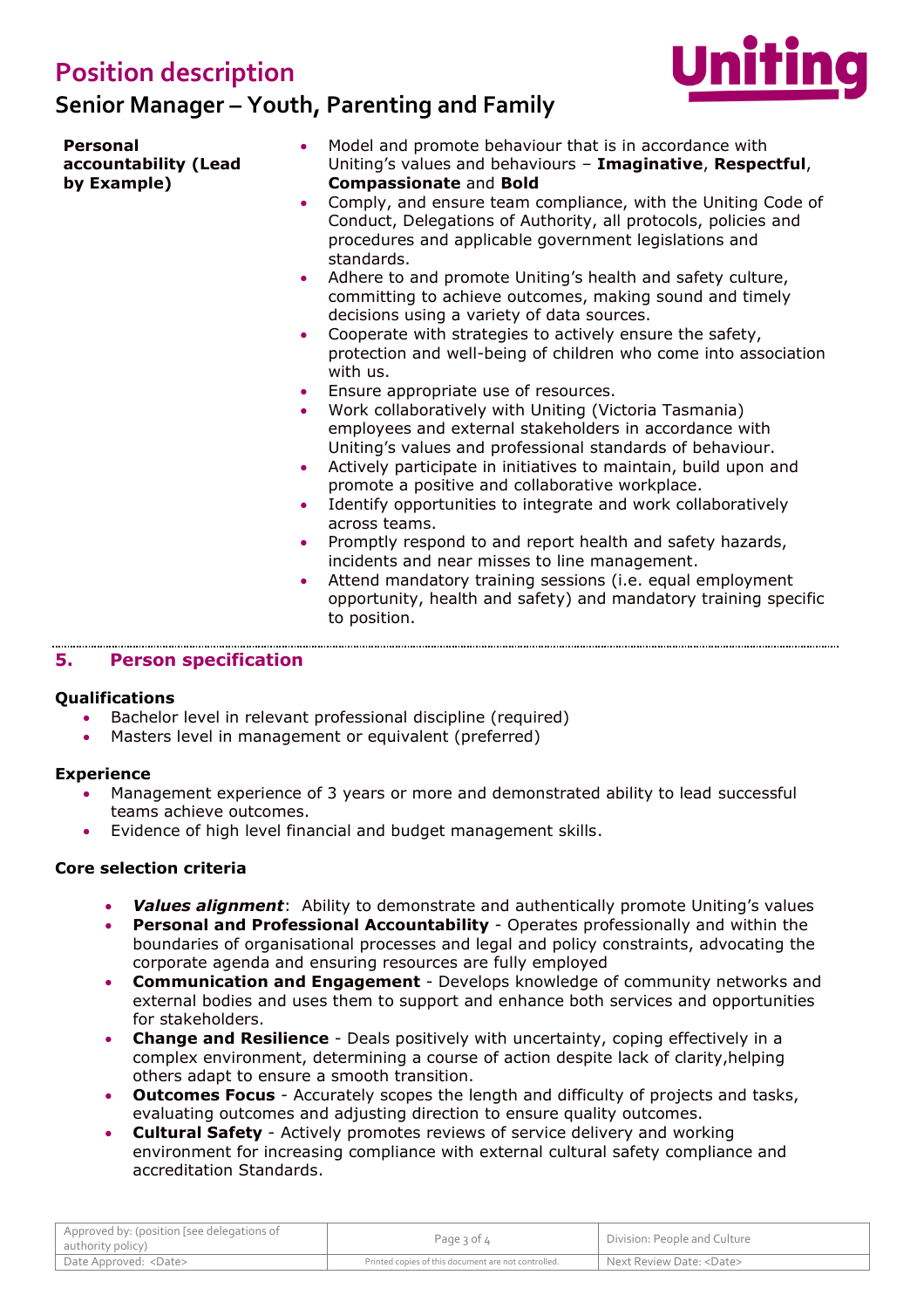| | |
|---|---|
| **Personal accountability (Lead by Example)** | • Model and promote behaviour that is in accordance with Uniting's values and behaviours – **Imaginative**, **Respectful**, **Compassionate** and **Bold**<br>• Comply, and ensure team compliance, with the Uniting Code of Conduct, Delegations of Authority, all protocols, policies and procedures and applicable government legislations and standards.<br>• Adhere to and promote Uniting's health and safety culture, committing to achieve outcomes, making sound and timely decisions using a variety of data sources.<br>• Cooperate with strategies to actively ensure the safety, protection and well-being of children who come into association with us.<br>• Ensure appropriate use of resources.<br>• Work collaboratively with Uniting (Victoria Tasmania) employees and external stakeholders in accordance with Uniting's values and professional standards of behaviour.<br>• Actively participate in initiatives to maintain, build upon and promote a positive and collaborative workplace.<br>• Identify opportunities to integrate and work collaboratively across teams.<br>• Promptly respond to and report health and safety hazards, incidents and near misses to line management.<br>• Attend mandatory training sessions (i.e. equal employment opportunity, health and safety) and mandatory training specific to position. |

## 5. Person specification

### Qualifications

- Bachelor level in relevant professional discipline (required)
- Masters level in management or equivalent (preferred)

### Experience

- Management experience of 3 years or more and demonstrated ability to lead successful teams achieve outcomes.
- Evidence of high level financial and budget management skills.

### Core selection criteria

- ***Values alignment***: Ability to demonstrate and authentically promote Uniting's values
- **Personal and Professional Accountability** - Operates professionally and within the boundaries of organisational processes and legal and policy constraints, advocating the corporate agenda and ensuring resources are fully employed
- **Communication and Engagement** - Develops knowledge of community networks and external bodies and uses them to support and enhance both services and opportunities for stakeholders.
- **Change and Resilience** - Deals positively with uncertainty, coping effectively in a complex environment, determining a course of action despite lack of clarity,helping others adapt to ensure a smooth transition.
- **Outcomes Focus** - Accurately scopes the length and difficulty of projects and tasks, evaluating outcomes and adjusting direction to ensure quality outcomes.
- **Cultural Safety** - Actively promotes reviews of service delivery and working environment for increasing compliance with external cultural safety compliance and accreditation Standards.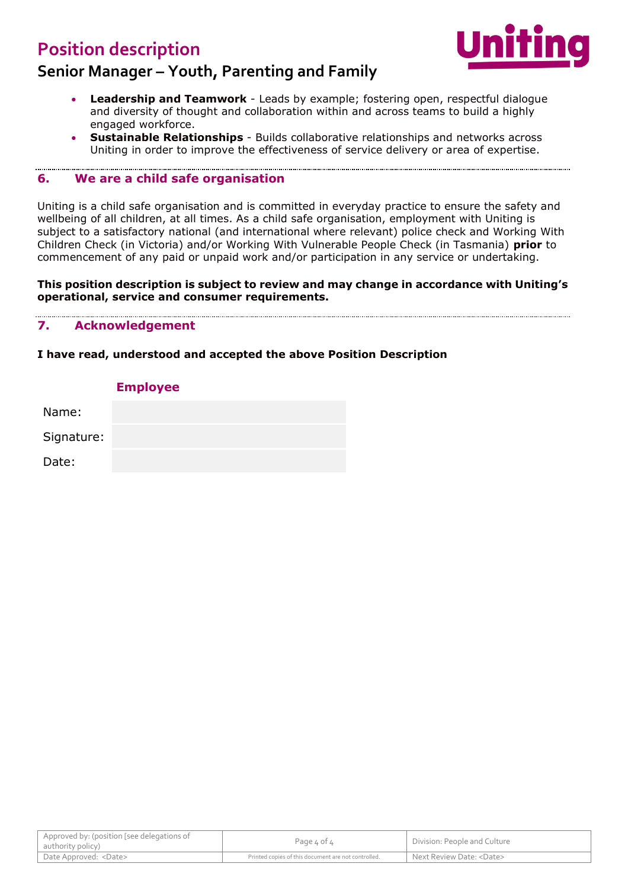- **Leadership and Teamwork** - Leads by example; fostering open, respectful dialogue and diversity of thought and collaboration within and across teams to build a highly engaged workforce.
- **Sustainable Relationships** - Builds collaborative relationships and networks across Uniting in order to improve the effectiveness of service delivery or area of expertise.

## 6. We are a child safe organisation

Uniting is a child safe organisation and is committed in everyday practice to ensure the safety and wellbeing of all children, at all times. As a child safe organisation, employment with Uniting is subject to a satisfactory national (and international where relevant) police check and Working With Children Check (in Victoria) and/or Working With Vulnerable People Check (in Tasmania) **prior** to commencement of any paid or unpaid work and/or participation in any service or undertaking.

**This position description is subject to review and may change in accordance with Uniting's operational, service and consumer requirements.**

## 7. Acknowledgement

**I have read, understood and accepted the above Position Description**

| | Employee |
|---|---|
| Name: | |
| Signature: | |
| Date: | |

| | | |
|---|---|---|
| Approved by: (position [see delegations of authority policy) | | Division: People and Culture |
| Date Approved: <Date> | Printed copies of this document are not controlled. | Next Review Date: <Date> |